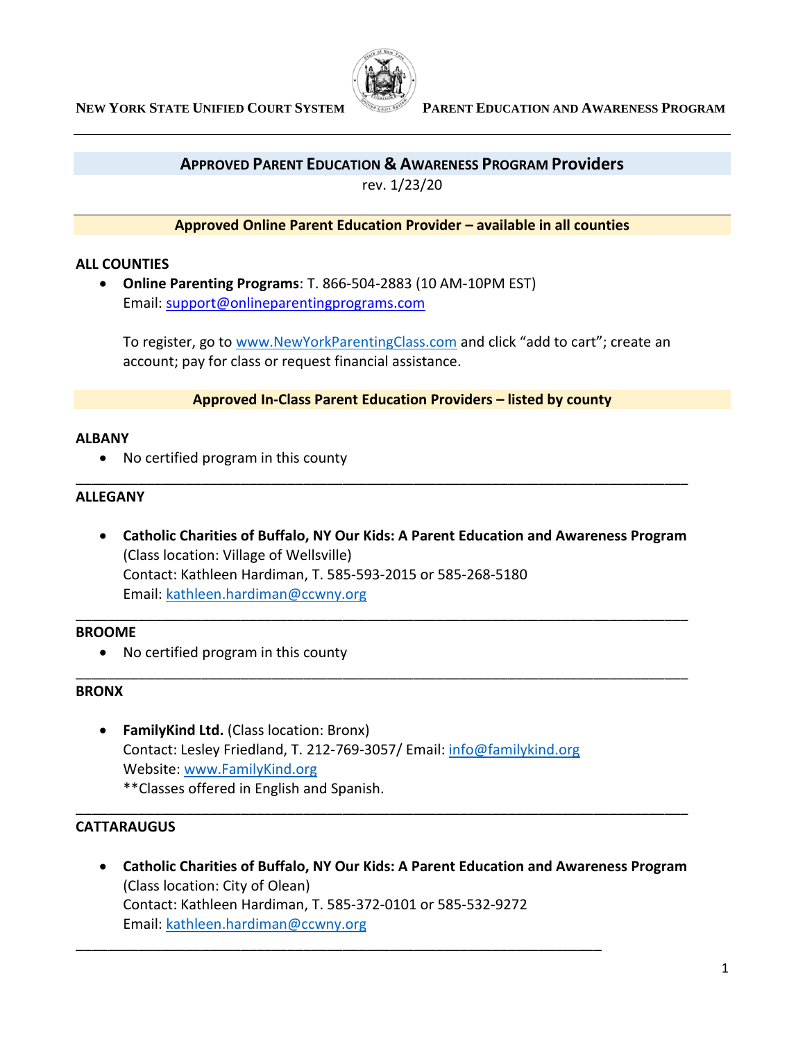**NEW YORK STATE UNIFIED COURT SYSTEM** **PARENT EDUCATION AND AWARENESS PROGRAM**

## APPROVED PARENT EDUCATION & AWARENESS PROGRAM Providers

rev. 1/23/20

### Approved Online Parent Education Provider – available in all counties

**ALL COUNTIES**

- **Online Parenting Programs**: T. 866-504-2883 (10 AM-10PM EST)
  Email: support@onlineparentingprograms.com

  To register, go to www.NewYorkParentingClass.com and click "add to cart"; create an account; pay for class or request financial assistance.

### Approved In-Class Parent Education Providers – listed by county

**ALBANY**

- No certified program in this county

---

**ALLEGANY**

- **Catholic Charities of Buffalo, NY Our Kids: A Parent Education and Awareness Program**
  (Class location: Village of Wellsville)
  Contact: Kathleen Hardiman, T. 585-593-2015 or 585-268-5180
  Email: kathleen.hardiman@ccwny.org

---

**BROOME**

- No certified program in this county

---

**BRONX**

- **FamilyKind Ltd.** (Class location: Bronx)
  Contact: Lesley Friedland, T. 212-769-3057/ Email: info@familykind.org
  Website: www.FamilyKind.org
  **Classes offered in English and Spanish.

---

**CATTARAUGUS**

- **Catholic Charities of Buffalo, NY Our Kids: A Parent Education and Awareness Program**
  (Class location: City of Olean)
  Contact: Kathleen Hardiman, T. 585-372-0101 or 585-532-9272
  Email: kathleen.hardiman@ccwny.org

---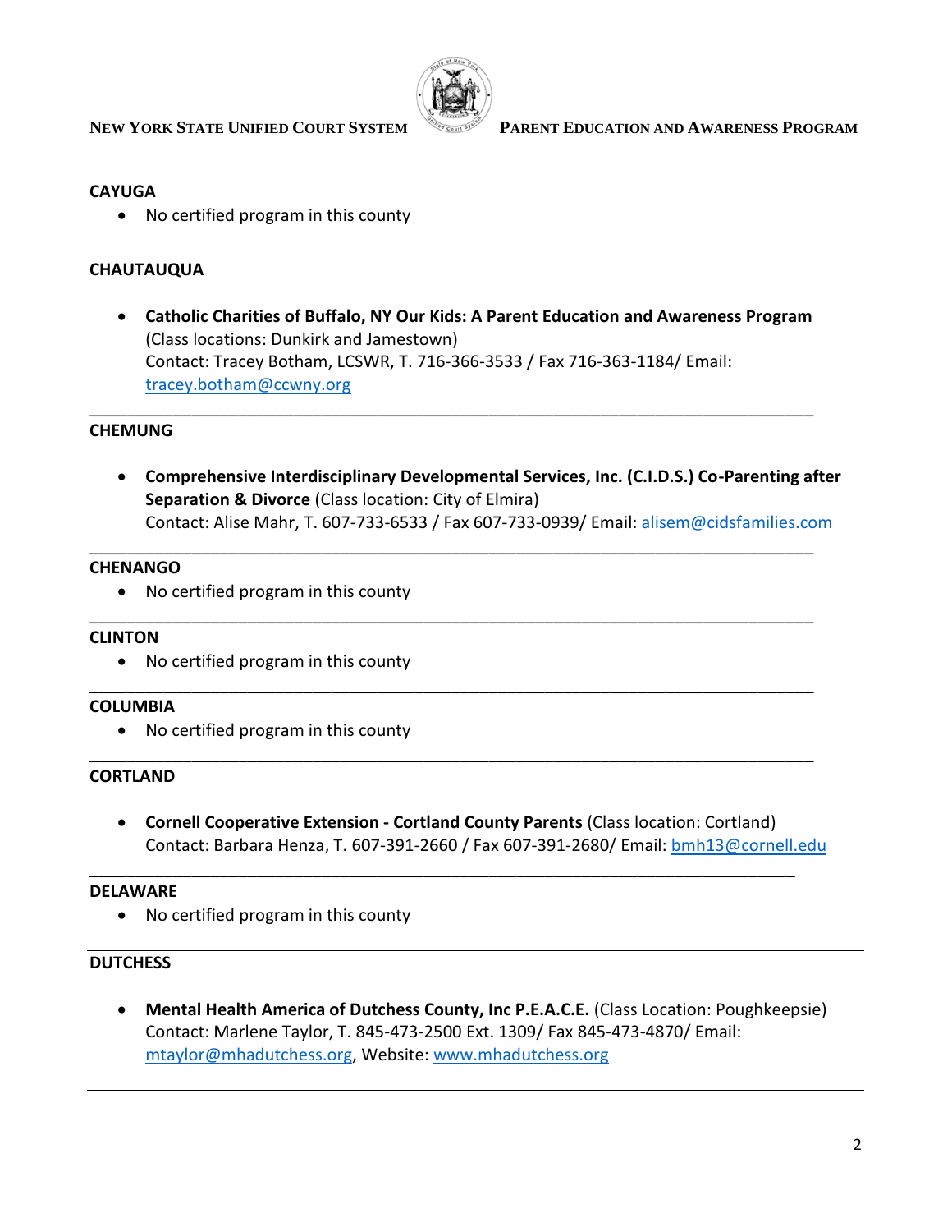## CAYUGA

- No certified program in this county

---

## CHAUTAUQUA

- **Catholic Charities of Buffalo, NY Our Kids: A Parent Education and Awareness Program** (Class locations: Dunkirk and Jamestown)
  Contact: Tracey Botham, LCSWR, T. 716-366-3533 / Fax 716-363-1184/ Email: tracey.botham@ccwny.org

---

## CHEMUNG

- **Comprehensive Interdisciplinary Developmental Services, Inc. (C.I.D.S.) Co-Parenting after Separation & Divorce** (Class location: City of Elmira)
  Contact: Alise Mahr, T. 607-733-6533 / Fax 607-733-0939/ Email: alisem@cidsfamilies.com

---

## CHENANGO

- No certified program in this county

---

## CLINTON

- No certified program in this county

---

## COLUMBIA

- No certified program in this county

---

## CORTLAND

- **Cornell Cooperative Extension - Cortland County Parents** (Class location: Cortland)
  Contact: Barbara Henza, T. 607-391-2660 / Fax 607-391-2680/ Email: bmh13@cornell.edu

---

## DELAWARE

- No certified program in this county

---

## DUTCHESS

- **Mental Health America of Dutchess County, Inc P.E.A.C.E.** (Class Location: Poughkeepsie)
  Contact: Marlene Taylor, T. 845-473-2500 Ext. 1309/ Fax 845-473-4870/ Email: mtaylor@mhadutchess.org, Website: www.mhadutchess.org

---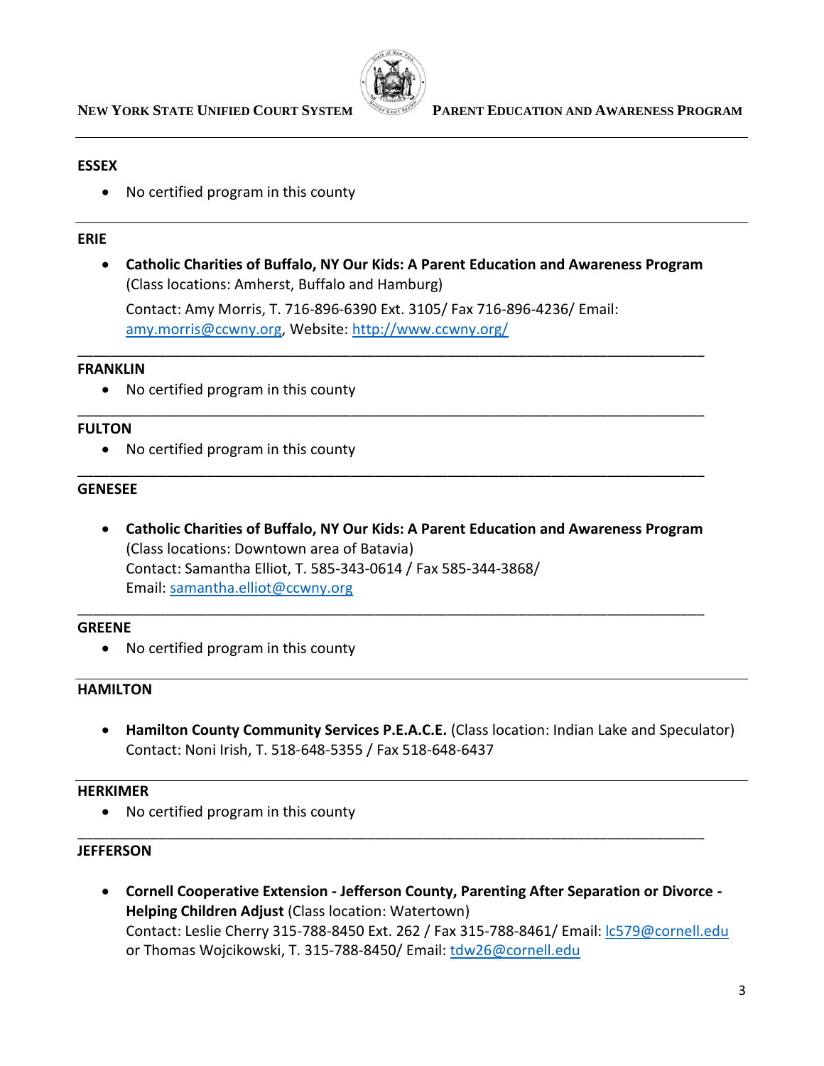**ESSEX**

- No certified program in this county

---

**ERIE**

- **Catholic Charities of Buffalo, NY Our Kids: A Parent Education and Awareness Program** (Class locations: Amherst, Buffalo and Hamburg)

  Contact: Amy Morris, T. 716-896-6390 Ext. 3105/ Fax 716-896-4236/ Email: amy.morris@ccwny.org, Website: http://www.ccwny.org/

---

**FRANKLIN**

- No certified program in this county

---

**FULTON**

- No certified program in this county

---

**GENESEE**

- **Catholic Charities of Buffalo, NY Our Kids: A Parent Education and Awareness Program** (Class locations: Downtown area of Batavia)
  Contact: Samantha Elliot, T. 585-343-0614 / Fax 585-344-3868/
  Email: samantha.elliot@ccwny.org

---

**GREENE**

- No certified program in this county

---

**HAMILTON**

- **Hamilton County Community Services P.E.A.C.E.** (Class location: Indian Lake and Speculator)
  Contact: Noni Irish, T. 518-648-5355 / Fax 518-648-6437

---

**HERKIMER**

- No certified program in this county

---

**JEFFERSON**

- **Cornell Cooperative Extension - Jefferson County, Parenting After Separation or Divorce - Helping Children Adjust** (Class location: Watertown)
  Contact: Leslie Cherry 315-788-8450 Ext. 262 / Fax 315-788-8461/ Email: lc579@cornell.edu or Thomas Wojcikowski, T. 315-788-8450/ Email: tdw26@cornell.edu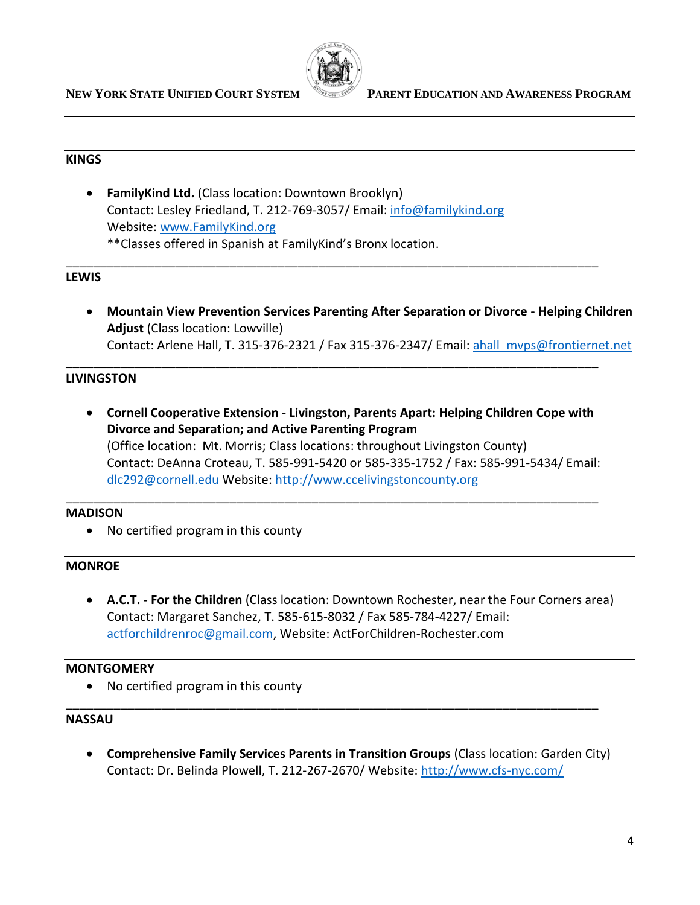## KINGS

- **FamilyKind Ltd.** (Class location: Downtown Brooklyn)
  Contact: Lesley Friedland, T. 212-769-3057/ Email: info@familykind.org
  Website: www.FamilyKind.org
  **Classes offered in Spanish at FamilyKind's Bronx location.

---

## LEWIS

- **Mountain View Prevention Services Parenting After Separation or Divorce - Helping Children Adjust** (Class location: Lowville)
  Contact: Arlene Hall, T. 315-376-2321 / Fax 315-376-2347/ Email: ahall_mvps@frontiernet.net

---

## LIVINGSTON

- **Cornell Cooperative Extension - Livingston, Parents Apart: Helping Children Cope with Divorce and Separation; and Active Parenting Program**
  (Office location: Mt. Morris; Class locations: throughout Livingston County)
  Contact: DeAnna Croteau, T. 585-991-5420 or 585-335-1752 / Fax: 585-991-5434/ Email: dlc292@cornell.edu Website: http://www.ccelivingstoncounty.org

---

## MADISON

- No certified program in this county

---

## MONROE

- **A.C.T. - For the Children** (Class location: Downtown Rochester, near the Four Corners area)
  Contact: Margaret Sanchez, T. 585-615-8032 / Fax 585-784-4227/ Email: actforchildrenroc@gmail.com, Website: ActForChildren-Rochester.com

---

## MONTGOMERY

- No certified program in this county

---

## NASSAU

- **Comprehensive Family Services Parents in Transition Groups** (Class location: Garden City)
  Contact: Dr. Belinda Plowell, T. 212-267-2670/ Website: http://www.cfs-nyc.com/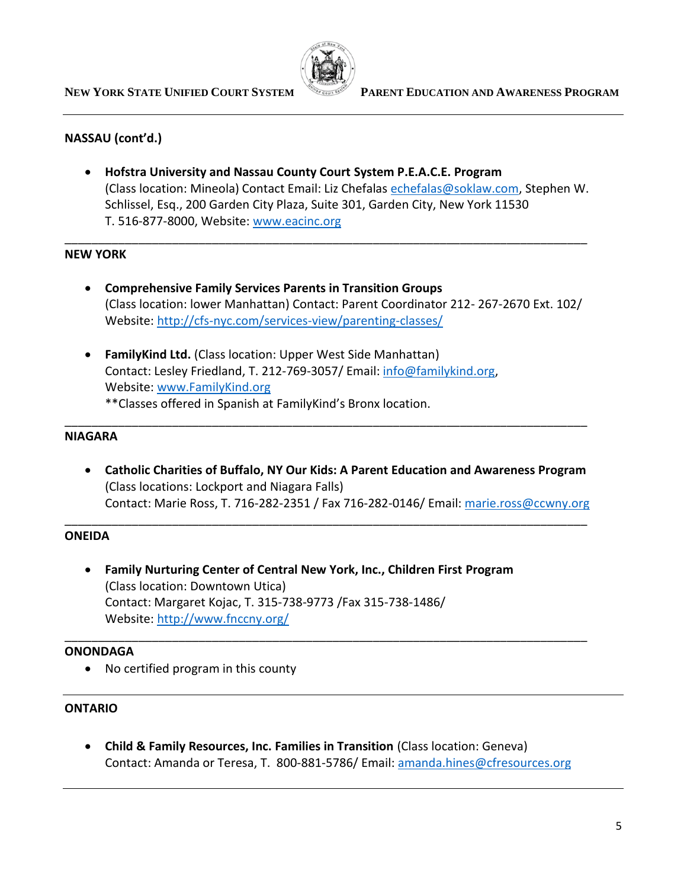**NASSAU (cont'd.)**

- **Hofstra University and Nassau County Court System P.E.A.C.E. Program**
(Class location: Mineola) Contact Email: Liz Chefalas echefalas@soklaw.com, Stephen W. Schlissel, Esq., 200 Garden City Plaza, Suite 301, Garden City, New York 11530
T. 516-877-8000, Website: www.eacinc.org

---

**NEW YORK**

- **Comprehensive Family Services Parents in Transition Groups**
(Class location: lower Manhattan) Contact: Parent Coordinator 212- 267-2670 Ext. 102/
Website: http://cfs-nyc.com/services-view/parenting-classes/

- **FamilyKind Ltd.** (Class location: Upper West Side Manhattan)
Contact: Lesley Friedland, T. 212-769-3057/ Email: info@familykind.org,
Website: www.FamilyKind.org
**Classes offered in Spanish at FamilyKind's Bronx location.

---

**NIAGARA**

- **Catholic Charities of Buffalo, NY Our Kids: A Parent Education and Awareness Program**
(Class locations: Lockport and Niagara Falls)
Contact: Marie Ross, T. 716-282-2351 / Fax 716-282-0146/ Email: marie.ross@ccwny.org

---

**ONEIDA**

- **Family Nurturing Center of Central New York, Inc., Children First Program**
(Class location: Downtown Utica)
Contact: Margaret Kojac, T. 315-738-9773 /Fax 315-738-1486/
Website: http://www.fnccny.org/

---

**ONONDAGA**

- No certified program in this county

---

**ONTARIO**

- **Child & Family Resources, Inc. Families in Transition** (Class location: Geneva)
Contact: Amanda or Teresa, T. 800-881-5786/ Email: amanda.hines@cfresources.org

---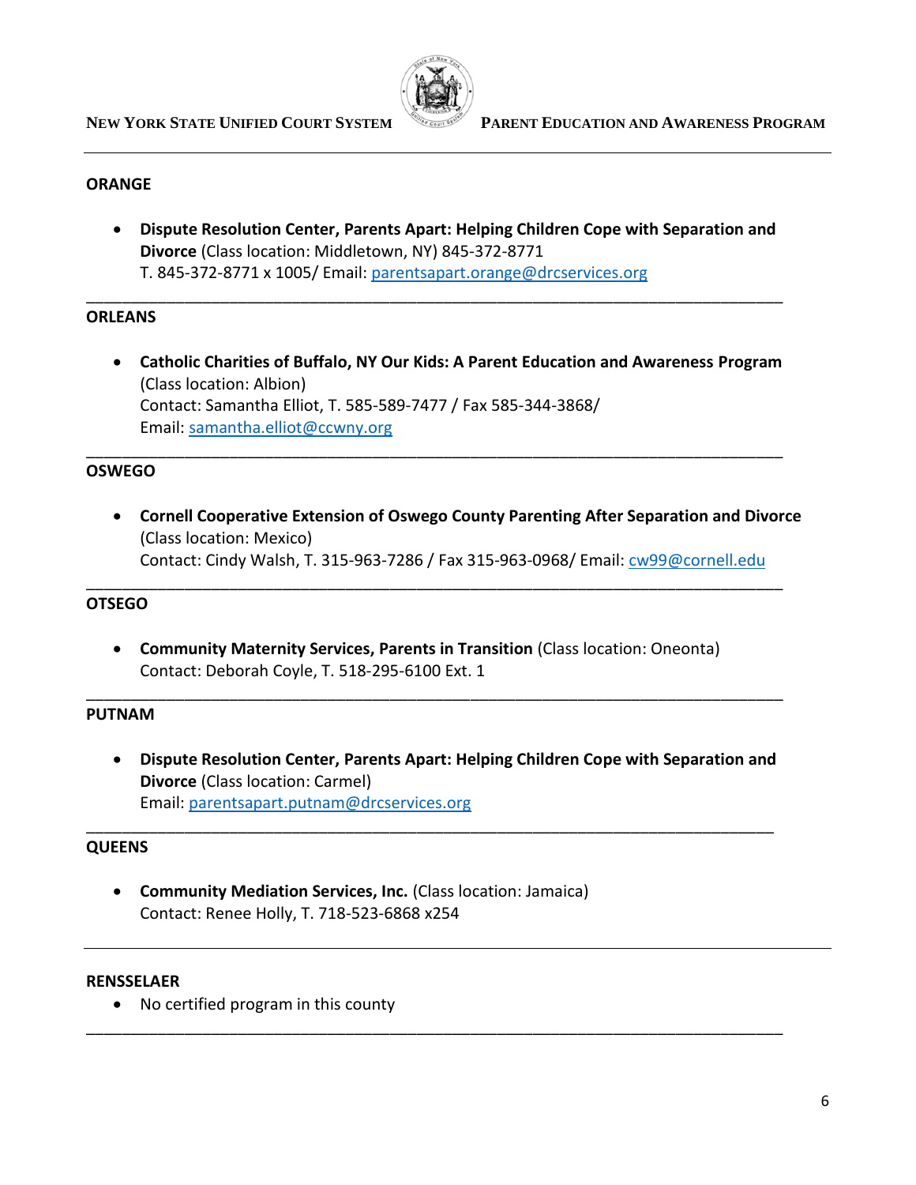**ORANGE**

- **Dispute Resolution Center, Parents Apart: Helping Children Cope with Separation and Divorce** (Class location: Middletown, NY) 845-372-8771
  T. 845-372-8771 x 1005/ Email: parentsapart.orange@drcservices.org

---

**ORLEANS**

- **Catholic Charities of Buffalo, NY Our Kids: A Parent Education and Awareness Program** (Class location: Albion)
  Contact: Samantha Elliot, T. 585-589-7477 / Fax 585-344-3868/
  Email: samantha.elliot@ccwny.org

---

**OSWEGO**

- **Cornell Cooperative Extension of Oswego County Parenting After Separation and Divorce** (Class location: Mexico)
  Contact: Cindy Walsh, T. 315-963-7286 / Fax 315-963-0968/ Email: cw99@cornell.edu

---

**OTSEGO**

- **Community Maternity Services, Parents in Transition** (Class location: Oneonta)
  Contact: Deborah Coyle, T. 518-295-6100 Ext. 1

---

**PUTNAM**

- **Dispute Resolution Center, Parents Apart: Helping Children Cope with Separation and Divorce** (Class location: Carmel)
  Email: parentsapart.putnam@drcservices.org

---

**QUEENS**

- **Community Mediation Services, Inc.** (Class location: Jamaica)
  Contact: Renee Holly, T. 718-523-6868 x254

---

**RENSSELAER**

- No certified program in this county

---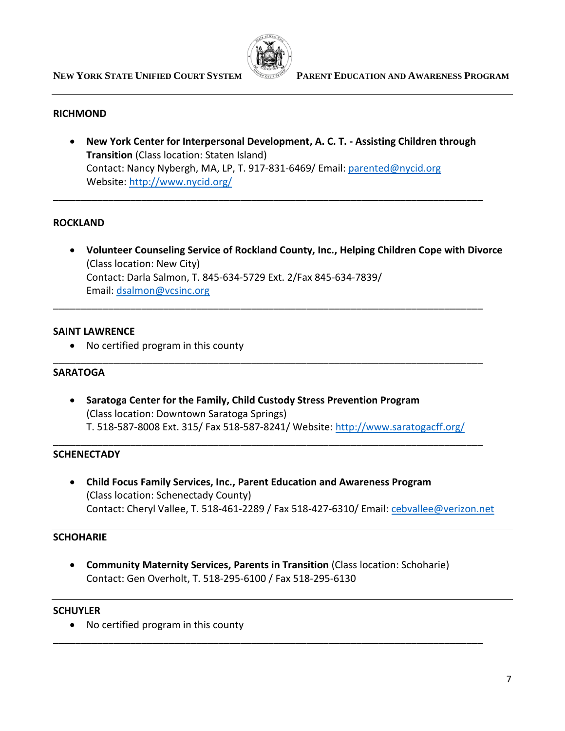## RICHMOND

- **New York Center for Interpersonal Development, A. C. T. - Assisting Children through Transition** (Class location: Staten Island)
  Contact: Nancy Nybergh, MA, LP, T. 917-831-6469/ Email: parented@nycid.org
  Website: http://www.nycid.org/

---

## ROCKLAND

- **Volunteer Counseling Service of Rockland County, Inc., Helping Children Cope with Divorce** (Class location: New City)
  Contact: Darla Salmon, T. 845-634-5729 Ext. 2/Fax 845-634-7839/
  Email: dsalmon@vcsinc.org

---

## SAINT LAWRENCE

- No certified program in this county

---

## SARATOGA

- **Saratoga Center for the Family, Child Custody Stress Prevention Program** (Class location: Downtown Saratoga Springs)
  T. 518-587-8008 Ext. 315/ Fax 518-587-8241/ Website: http://www.saratogacff.org/

---

## SCHENECTADY

- **Child Focus Family Services, Inc., Parent Education and Awareness Program** (Class location: Schenectady County)
  Contact: Cheryl Vallee, T. 518-461-2289 / Fax 518-427-6310/ Email: cebvallee@verizon.net

---

## SCHOHARIE

- **Community Maternity Services, Parents in Transition** (Class location: Schoharie)
  Contact: Gen Overholt, T. 518-295-6100 / Fax 518-295-6130

---

## SCHUYLER

- No certified program in this county

---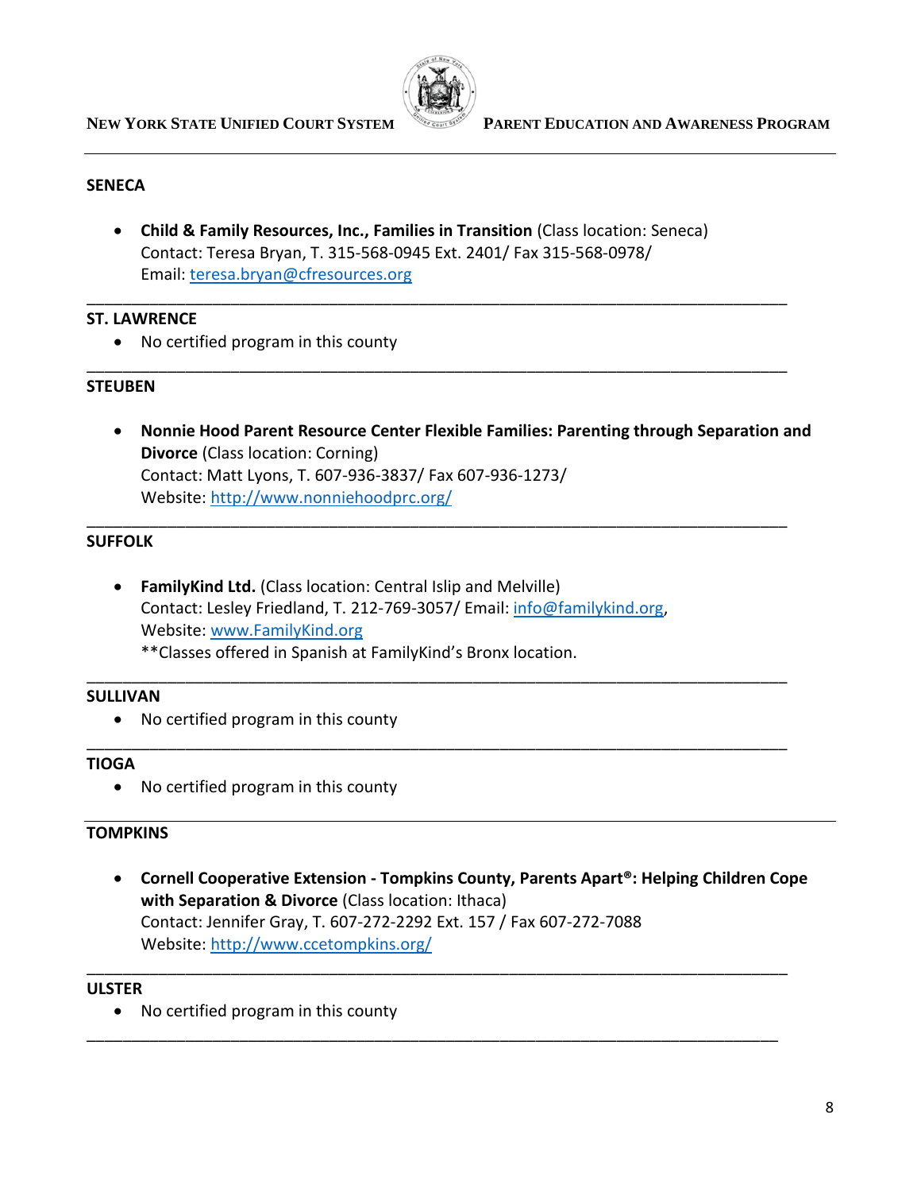## SENECA

- **Child & Family Resources, Inc., Families in Transition** (Class location: Seneca)
  Contact: Teresa Bryan, T. 315-568-0945 Ext. 2401/ Fax 315-568-0978/
  Email: teresa.bryan@cfresources.org

---

## ST. LAWRENCE

- No certified program in this county

---

## STEUBEN

- **Nonnie Hood Parent Resource Center Flexible Families: Parenting through Separation and Divorce** (Class location: Corning)
  Contact: Matt Lyons, T. 607-936-3837/ Fax 607-936-1273/
  Website: http://www.nonniehoodprc.org/

---

## SUFFOLK

- **FamilyKind Ltd.** (Class location: Central Islip and Melville)
  Contact: Lesley Friedland, T. 212-769-3057/ Email: info@familykind.org,
  Website: www.FamilyKind.org
  **Classes offered in Spanish at FamilyKind's Bronx location.

---

## SULLIVAN

- No certified program in this county

---

## TIOGA

- No certified program in this county

---

## TOMPKINS

- **Cornell Cooperative Extension - Tompkins County, Parents Apart®: Helping Children Cope with Separation & Divorce** (Class location: Ithaca)
  Contact: Jennifer Gray, T. 607-272-2292 Ext. 157 / Fax 607-272-7088
  Website: http://www.ccetompkins.org/

---

## ULSTER

- No certified program in this county

---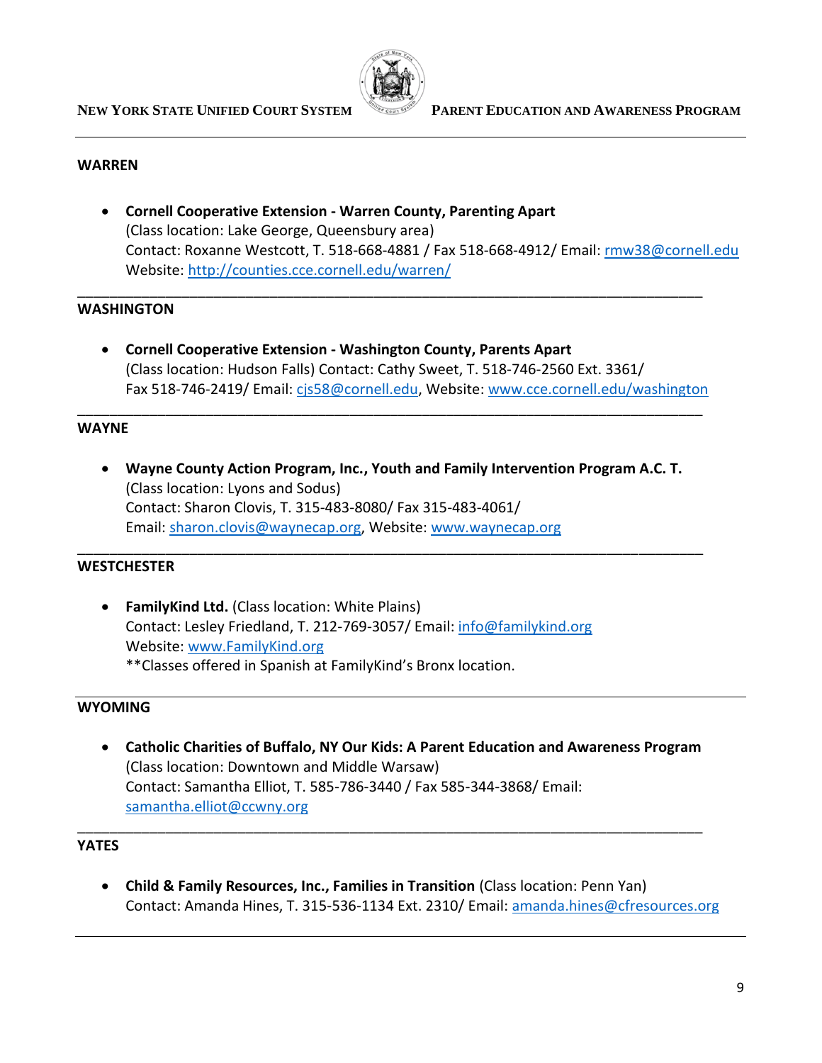**WARREN**

- **Cornell Cooperative Extension - Warren County, Parenting Apart**
  (Class location: Lake George, Queensbury area)
  Contact: Roxanne Westcott, T. 518-668-4881 / Fax 518-668-4912/ Email: rmw38@cornell.edu
  Website: http://counties.cce.cornell.edu/warren/

---

**WASHINGTON**

- **Cornell Cooperative Extension - Washington County, Parents Apart**
  (Class location: Hudson Falls) Contact: Cathy Sweet, T. 518-746-2560 Ext. 3361/
  Fax 518-746-2419/ Email: cjs58@cornell.edu, Website: www.cce.cornell.edu/washington

---

**WAYNE**

- **Wayne County Action Program, Inc., Youth and Family Intervention Program A.C. T.**
  (Class location: Lyons and Sodus)
  Contact: Sharon Clovis, T. 315-483-8080/ Fax 315-483-4061/
  Email: sharon.clovis@waynecap.org, Website: www.waynecap.org

---

**WESTCHESTER**

- **FamilyKind Ltd.** (Class location: White Plains)
  Contact: Lesley Friedland, T. 212-769-3057/ Email: info@familykind.org
  Website: www.FamilyKind.org
  **Classes offered in Spanish at FamilyKind's Bronx location.

---

**WYOMING**

- **Catholic Charities of Buffalo, NY Our Kids: A Parent Education and Awareness Program**
  (Class location: Downtown and Middle Warsaw)
  Contact: Samantha Elliot, T. 585-786-3440 / Fax 585-344-3868/ Email:
  samantha.elliot@ccwny.org

---

**YATES**

- **Child & Family Resources, Inc., Families in Transition** (Class location: Penn Yan)
  Contact: Amanda Hines, T. 315-536-1134 Ext. 2310/ Email: amanda.hines@cfresources.org